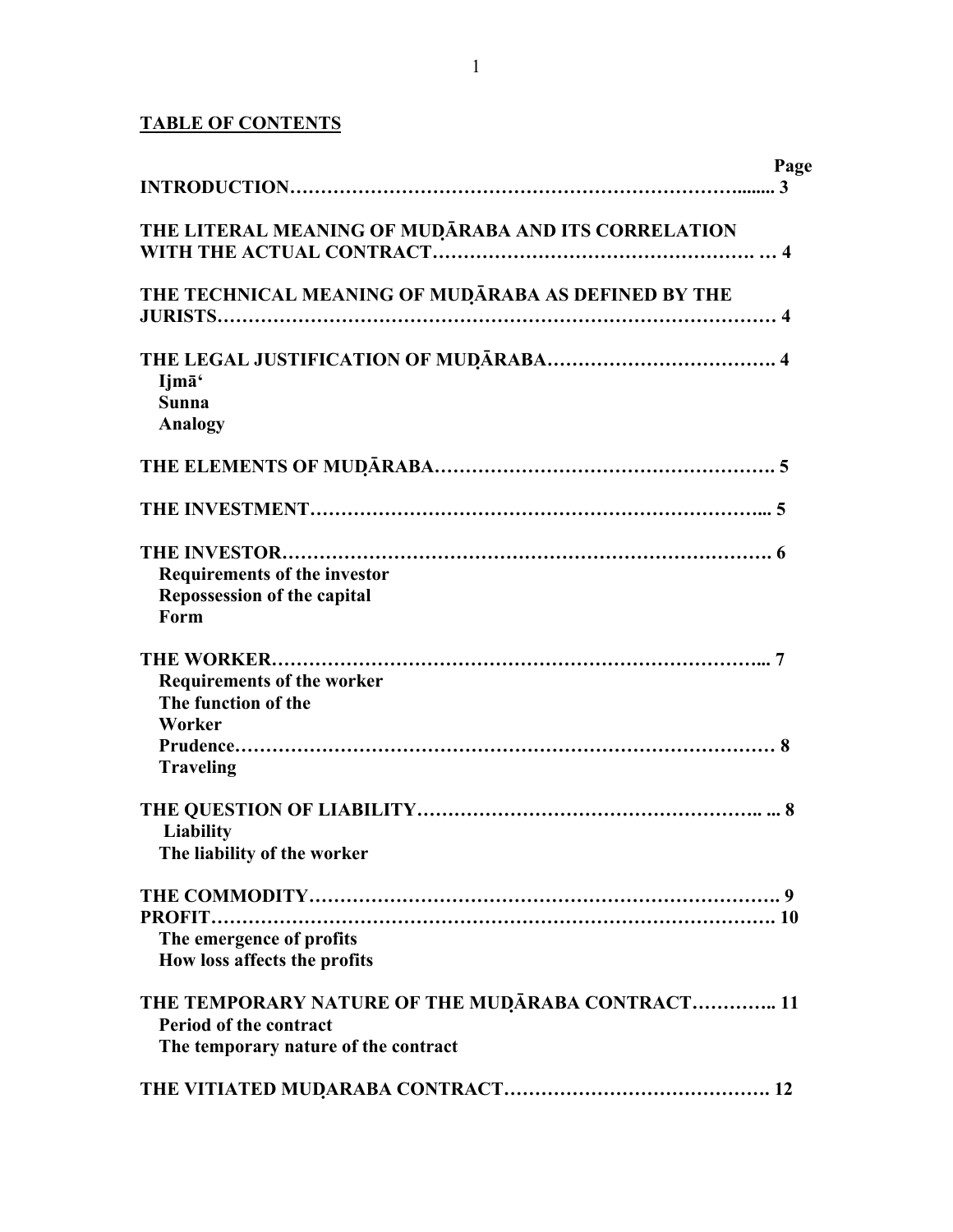## TABLE OF CONTENTS

| | Page |
|---|---|
| **INTRODUCTION** | **3** |
| **THE LITERAL MEANING OF MUḌĀRABA AND ITS CORRELATION WITH THE ACTUAL CONTRACT** | **4** |
| **THE TECHNICAL MEANING OF MUḌĀRABA AS DEFINED BY THE JURISTS** | **4** |
| **THE LEGAL JUSTIFICATION OF MUḌĀRABA** | **4** |
| **Ijmā‘** | |
| **Sunna** | |
| **Analogy** | |
| **THE ELEMENTS OF MUḌĀRABA** | **5** |
| **THE INVESTMENT** | **5** |
| **THE INVESTOR** | **6** |
| **Requirements of the investor** | |
| **Repossession of the capital** | |
| **Form** | |
| **THE WORKER** | **7** |
| **Requirements of the worker** | |
| **The function of the Worker** | |
| **Prudence** | **8** |
| **Traveling** | |
| **THE QUESTION OF LIABILITY** | **8** |
| **Liability** | |
| **The liability of the worker** | |
| **THE COMMODITY** | **9** |
| **PROFIT** | **10** |
| **The emergence of profits** | |
| **How loss affects the profits** | |
| **THE TEMPORARY NATURE OF THE MUḌĀRABA CONTRACT** | **11** |
| **Period of the contract** | |
| **The temporary nature of the contract** | |
| **THE VITIATED MUḌARABA CONTRACT** | **12** |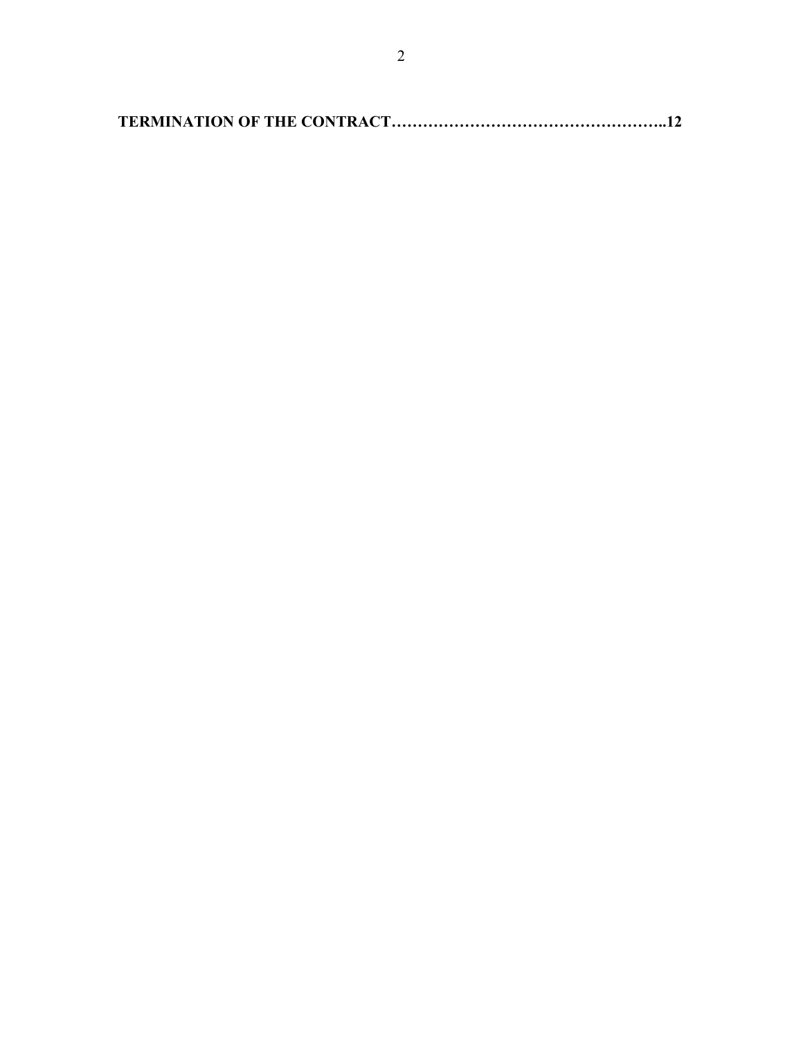**TERMINATION OF THE CONTRACT……………………………………………..12**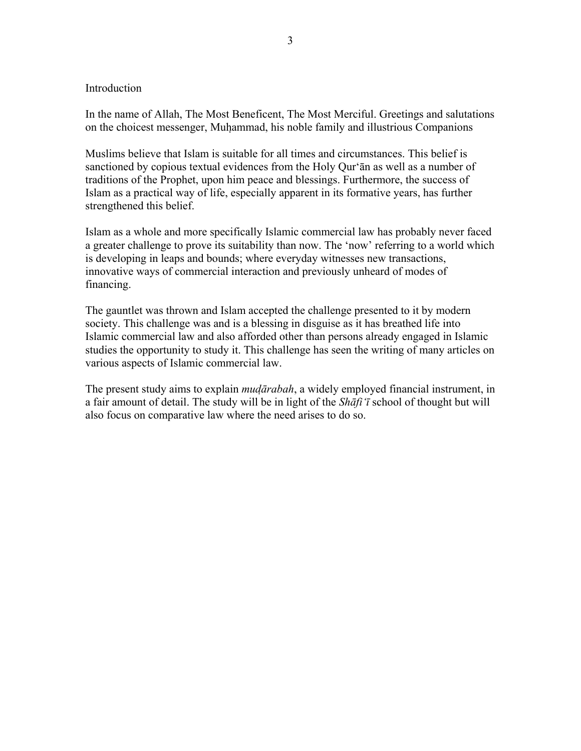# Introduction

In the name of Allah, The Most Beneficent, The Most Merciful. Greetings and salutations on the choicest messenger, Muḥammad, his noble family and illustrious Companions

Muslims believe that Islam is suitable for all times and circumstances. This belief is sanctioned by copious textual evidences from the Holy Qur'ān as well as a number of traditions of the Prophet, upon him peace and blessings. Furthermore, the success of Islam as a practical way of life, especially apparent in its formative years, has further strengthened this belief.

Islam as a whole and more specifically Islamic commercial law has probably never faced a greater challenge to prove its suitability than now. The 'now' referring to a world which is developing in leaps and bounds; where everyday witnesses new transactions, innovative ways of commercial interaction and previously unheard of modes of financing.

The gauntlet was thrown and Islam accepted the challenge presented to it by modern society. This challenge was and is a blessing in disguise as it has breathed life into Islamic commercial law and also afforded other than persons already engaged in Islamic studies the opportunity to study it. This challenge has seen the writing of many articles on various aspects of Islamic commercial law.

The present study aims to explain *muḍārabah*, a widely employed financial instrument, in a fair amount of detail. The study will be in light of the *Shāfi'ī* school of thought but will also focus on comparative law where the need arises to do so.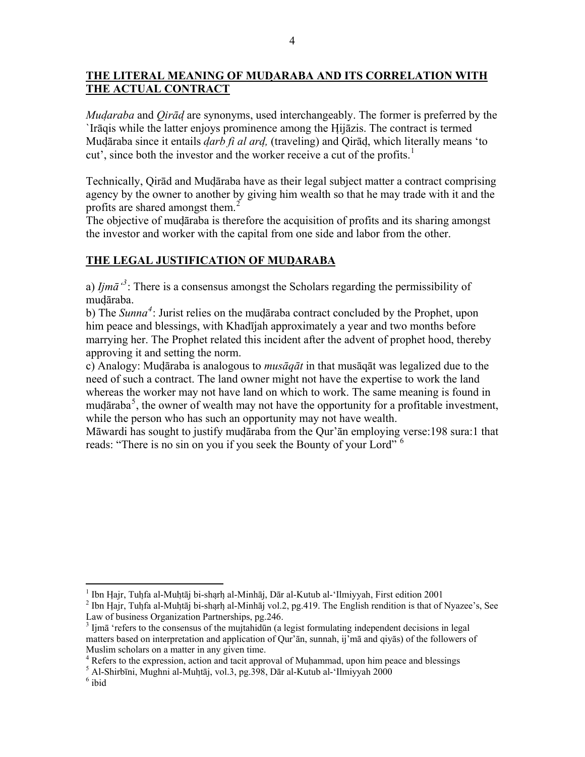## THE LITERAL MEANING OF MUḌARABA AND ITS CORRELATION WITH THE ACTUAL CONTRACT

*Muḍaraba* and *Qirāḍ* are synonyms, used interchangeably. The former is preferred by the `Irāqis while the latter enjoys prominence among the Ḥijāzis. The contract is termed Muḍāraba since it entails *ḍarb fi al arḍ,* (traveling) and Qirāḍ, which literally means 'to cut', since both the investor and the worker receive a cut of the profits.[1]

Technically, Qirād and Muḍāraba have as their legal subject matter a contract comprising agency by the owner to another by giving him wealth so that he may trade with it and the profits are shared amongst them.[2]

The objective of muḍāraba is therefore the acquisition of profits and its sharing amongst the investor and worker with the capital from one side and labor from the other.

## THE LEGAL JUSTIFICATION OF MUḌARABA

a) *Ijmā'*[3]: There is a consensus amongst the Scholars regarding the permissibility of muḍāraba.

b) The *Sunna*[4]: Jurist relies on the muḍāraba contract concluded by the Prophet, upon him peace and blessings, with Khadījah approximately a year and two months before marrying her. The Prophet related this incident after the advent of prophet hood, thereby approving it and setting the norm.

c) Analogy: Muḍāraba is analogous to *musāqāt* in that musāqāt was legalized due to the need of such a contract. The land owner might not have the expertise to work the land whereas the worker may not have land on which to work. The same meaning is found in muḍāraba[5], the owner of wealth may not have the opportunity for a profitable investment, while the person who has such an opportunity may not have wealth.

Māwardi has sought to justify muḍāraba from the Qur'ān employing verse:198 sura:1 that reads: "There is no sin on you if you seek the Bounty of your Lord" [6]

---

[1] Ibn Ḥajr, Tuḥfa al-Muḥtāj bi-sharḥ al-Minhāj, Dār al-Kutub al-'Ilmiyyah, First edition 2001

[2] Ibn Ḥajr, Tuḥfa al-Muḥtāj bi-sharḥ al-Minhāj vol.2, pg.419. The English rendition is that of Nyazee's, See Law of business Organization Partnerships, pg.246.

[3] Ijmā 'refers to the consensus of the mujtahidūn (a legist formulating independent decisions in legal matters based on interpretation and application of Qur'ān, sunnah, ij'mā and qiyās) of the followers of Muslim scholars on a matter in any given time.

[4] Refers to the expression, action and tacit approval of Muḥammad, upon him peace and blessings

[5] Al-Shirbīni, Mughni al-Muḥtāj, vol.3, pg.398, Dār al-Kutub al-'Ilmiyyah 2000

[6] ibid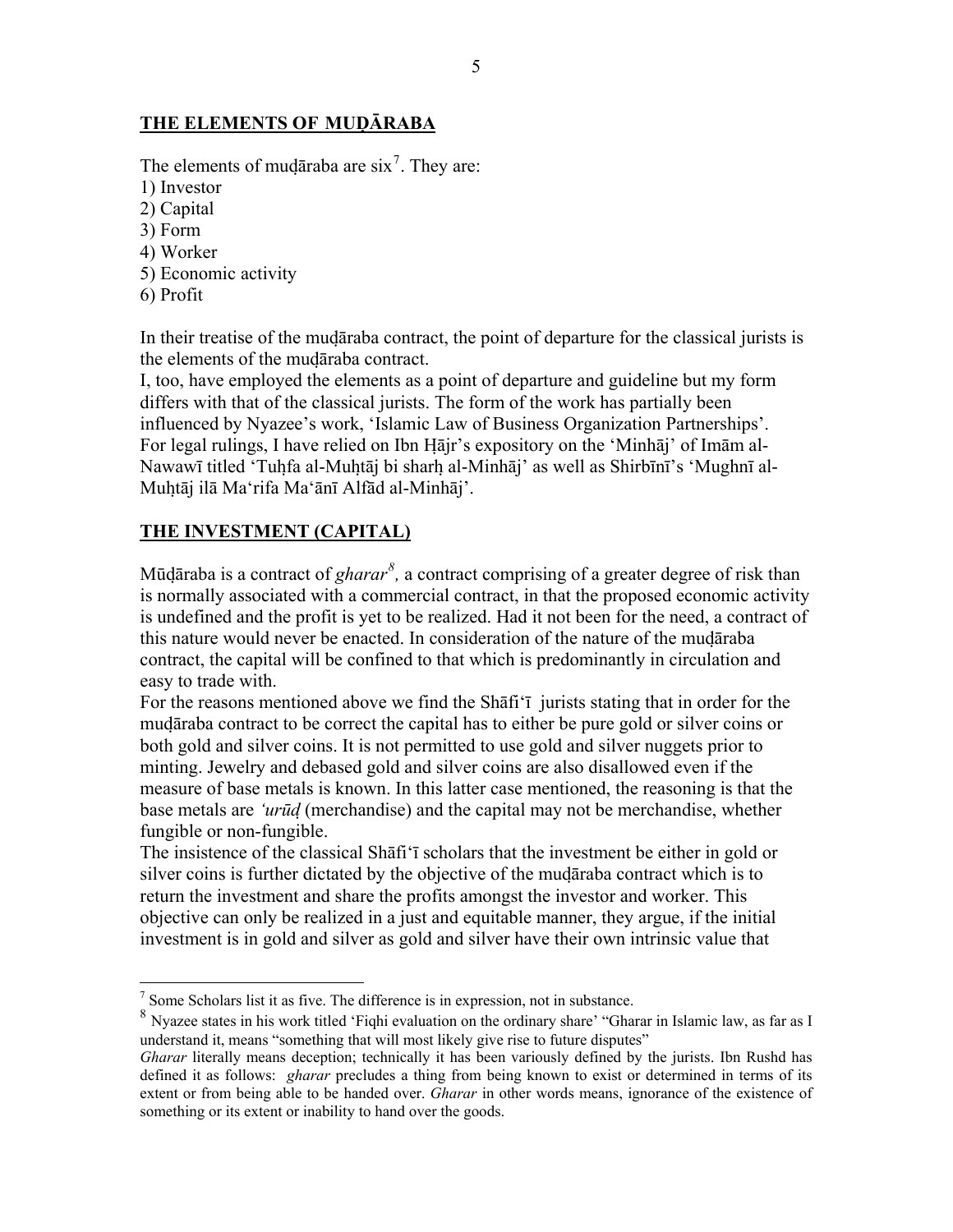## THE ELEMENTS OF MUḌĀRABA

The elements of muḍāraba are six[7]. They are:
1) Investor
2) Capital
3) Form
4) Worker
5) Economic activity
6) Profit

In their treatise of the muḍāraba contract, the point of departure for the classical jurists is the elements of the muḍāraba contract.

I, too, have employed the elements as a point of departure and guideline but my form differs with that of the classical jurists. The form of the work has partially been influenced by Nyazee's work, 'Islamic Law of Business Organization Partnerships'. For legal rulings, I have relied on Ibn Ḥājr's expository on the 'Minhāj' of Imām al-Nawawī titled 'Tuḥfa al-Muḥtāj bi sharḥ al-Minhāj' as well as Shirbīnī's 'Mughnī al-Muḥtāj ilā Ma'rifa Ma'ānī Alfād al-Minhāj'.

## THE INVESTMENT (CAPITAL)

Mūḍāraba is a contract of *gharar*[8], a contract comprising of a greater degree of risk than is normally associated with a commercial contract, in that the proposed economic activity is undefined and the profit is yet to be realized. Had it not been for the need, a contract of this nature would never be enacted. In consideration of the nature of the muḍāraba contract, the capital will be confined to that which is predominantly in circulation and easy to trade with.

For the reasons mentioned above we find the Shāfi'ī jurists stating that in order for the muḍāraba contract to be correct the capital has to either be pure gold or silver coins or both gold and silver coins. It is not permitted to use gold and silver nuggets prior to minting. Jewelry and debased gold and silver coins are also disallowed even if the measure of base metals is known. In this latter case mentioned, the reasoning is that the base metals are *'urūḍ* (merchandise) and the capital may not be merchandise, whether fungible or non-fungible.

The insistence of the classical Shāfi'ī scholars that the investment be either in gold or silver coins is further dictated by the objective of the muḍāraba contract which is to return the investment and share the profits amongst the investor and worker. This objective can only be realized in a just and equitable manner, they argue, if the initial investment is in gold and silver as gold and silver have their own intrinsic value that

---

[7] Some Scholars list it as five. The difference is in expression, not in substance.

[8] Nyazee states in his work titled 'Fiqhi evaluation on the ordinary share' "Gharar in Islamic law, as far as I understand it, means "something that will most likely give rise to future disputes"

*Gharar* literally means deception; technically it has been variously defined by the jurists. Ibn Rushd has defined it as follows: *gharar* precludes a thing from being known to exist or determined in terms of its extent or from being able to be handed over. *Gharar* in other words means, ignorance of the existence of something or its extent or inability to hand over the goods.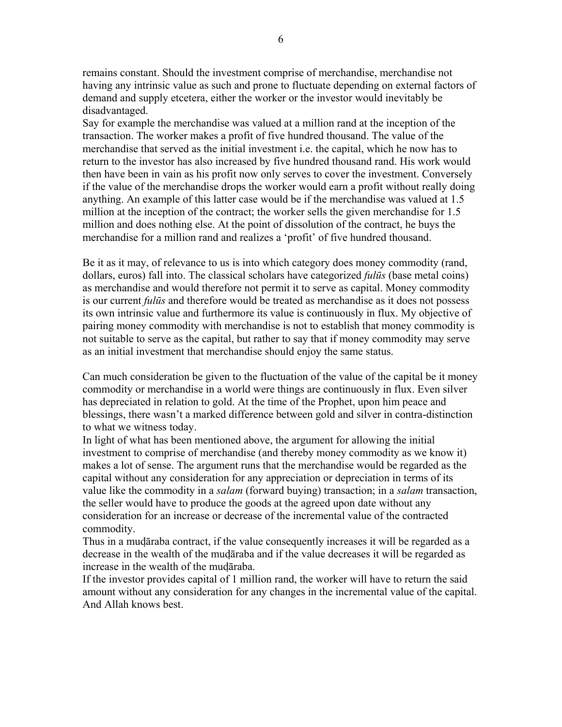remains constant. Should the investment comprise of merchandise, merchandise not having any intrinsic value as such and prone to fluctuate depending on external factors of demand and supply etcetera, either the worker or the investor would inevitably be disadvantaged.

Say for example the merchandise was valued at a million rand at the inception of the transaction. The worker makes a profit of five hundred thousand. The value of the merchandise that served as the initial investment i.e. the capital, which he now has to return to the investor has also increased by five hundred thousand rand. His work would then have been in vain as his profit now only serves to cover the investment. Conversely if the value of the merchandise drops the worker would earn a profit without really doing anything. An example of this latter case would be if the merchandise was valued at 1.5 million at the inception of the contract; the worker sells the given merchandise for 1.5 million and does nothing else. At the point of dissolution of the contract, he buys the merchandise for a million rand and realizes a 'profit' of five hundred thousand.

Be it as it may, of relevance to us is into which category does money commodity (rand, dollars, euros) fall into. The classical scholars have categorized *fulūs* (base metal coins) as merchandise and would therefore not permit it to serve as capital. Money commodity is our current *fulūs* and therefore would be treated as merchandise as it does not possess its own intrinsic value and furthermore its value is continuously in flux. My objective of pairing money commodity with merchandise is not to establish that money commodity is not suitable to serve as the capital, but rather to say that if money commodity may serve as an initial investment that merchandise should enjoy the same status.

Can much consideration be given to the fluctuation of the value of the capital be it money commodity or merchandise in a world were things are continuously in flux. Even silver has depreciated in relation to gold. At the time of the Prophet, upon him peace and blessings, there wasn't a marked difference between gold and silver in contra-distinction to what we witness today.

In light of what has been mentioned above, the argument for allowing the initial investment to comprise of merchandise (and thereby money commodity as we know it) makes a lot of sense. The argument runs that the merchandise would be regarded as the capital without any consideration for any appreciation or depreciation in terms of its value like the commodity in a *salam* (forward buying) transaction; in a *salam* transaction, the seller would have to produce the goods at the agreed upon date without any consideration for an increase or decrease of the incremental value of the contracted commodity.

Thus in a muḍāraba contract, if the value consequently increases it will be regarded as a decrease in the wealth of the muḍāraba and if the value decreases it will be regarded as increase in the wealth of the muḍāraba.

If the investor provides capital of 1 million rand, the worker will have to return the said amount without any consideration for any changes in the incremental value of the capital. And Allah knows best.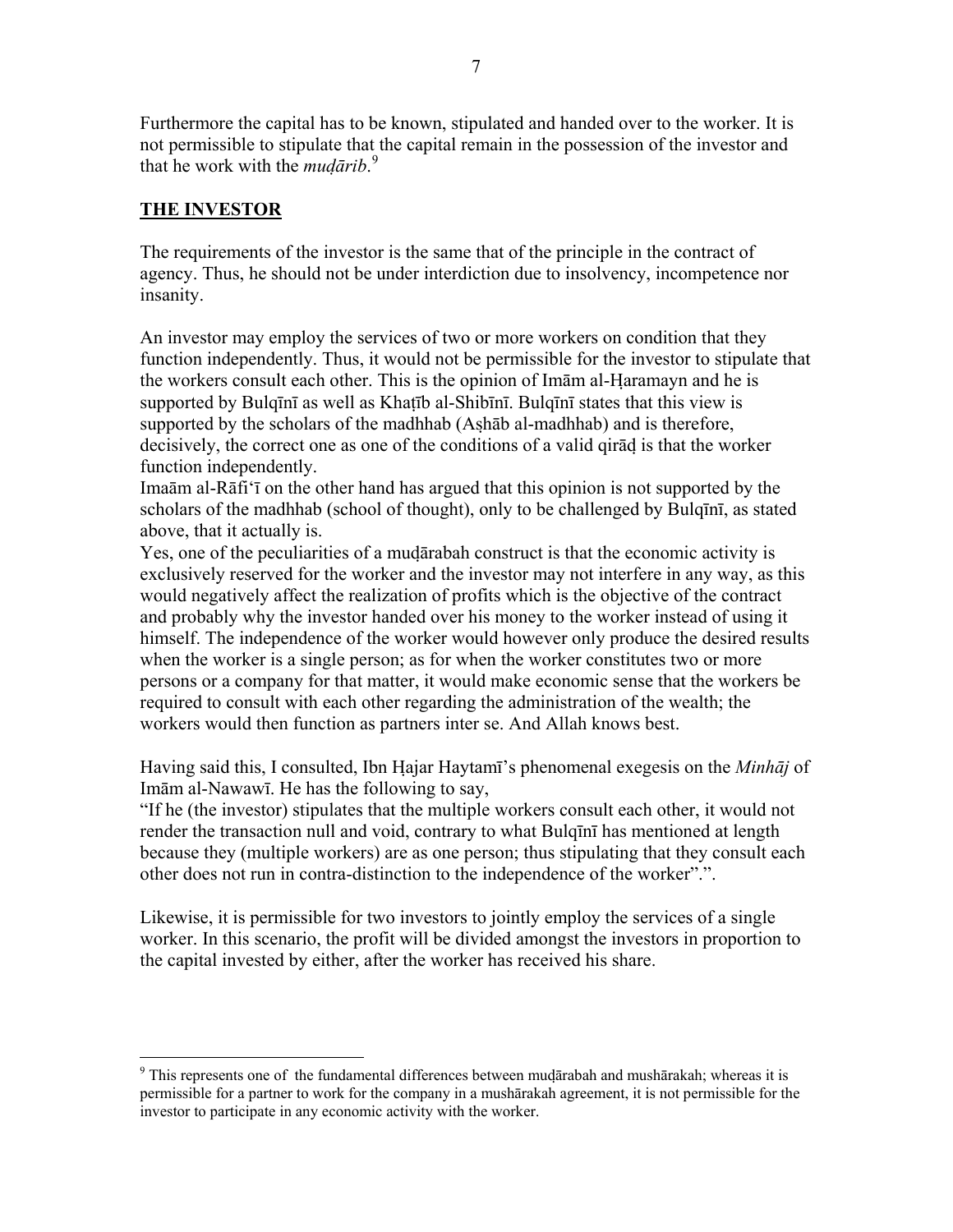Furthermore the capital has to be known, stipulated and handed over to the worker. It is not permissible to stipulate that the capital remain in the possession of the investor and that he work with the *muḍārib*.[9]

## THE INVESTOR

The requirements of the investor is the same that of the principle in the contract of agency. Thus, he should not be under interdiction due to insolvency, incompetence nor insanity.

An investor may employ the services of two or more workers on condition that they function independently. Thus, it would not be permissible for the investor to stipulate that the workers consult each other. This is the opinion of Imām al-Ḥaramayn and he is supported by Bulqīnī as well as Khaṭīb al-Shibīnī. Bulqīnī states that this view is supported by the scholars of the madhhab (Aṣḥāb al-madhhab) and is therefore, decisively, the correct one as one of the conditions of a valid qirāḍ is that the worker function independently.

Imaām al-Rāfi'ī on the other hand has argued that this opinion is not supported by the scholars of the madhhab (school of thought), only to be challenged by Bulqīnī, as stated above, that it actually is.

Yes, one of the peculiarities of a muḍārabah construct is that the economic activity is exclusively reserved for the worker and the investor may not interfere in any way, as this would negatively affect the realization of profits which is the objective of the contract and probably why the investor handed over his money to the worker instead of using it himself. The independence of the worker would however only produce the desired results when the worker is a single person; as for when the worker constitutes two or more persons or a company for that matter, it would make economic sense that the workers be required to consult with each other regarding the administration of the wealth; the workers would then function as partners inter se. And Allah knows best.

Having said this, I consulted, Ibn Ḥajar Haytamī's phenomenal exegesis on the *Minhāj* of Imām al-Nawawī. He has the following to say,

"If he (the investor) stipulates that the multiple workers consult each other, it would not render the transaction null and void, contrary to what Bulqīnī has mentioned at length because they (multiple workers) are as one person; thus stipulating that they consult each other does not run in contra-distinction to the independence of the worker".".

Likewise, it is permissible for two investors to jointly employ the services of a single worker. In this scenario, the profit will be divided amongst the investors in proportion to the capital invested by either, after the worker has received his share.

---

[9] This represents one of the fundamental differences between muḍārabah and mushārakah; whereas it is permissible for a partner to work for the company in a mushārakah agreement, it is not permissible for the investor to participate in any economic activity with the worker.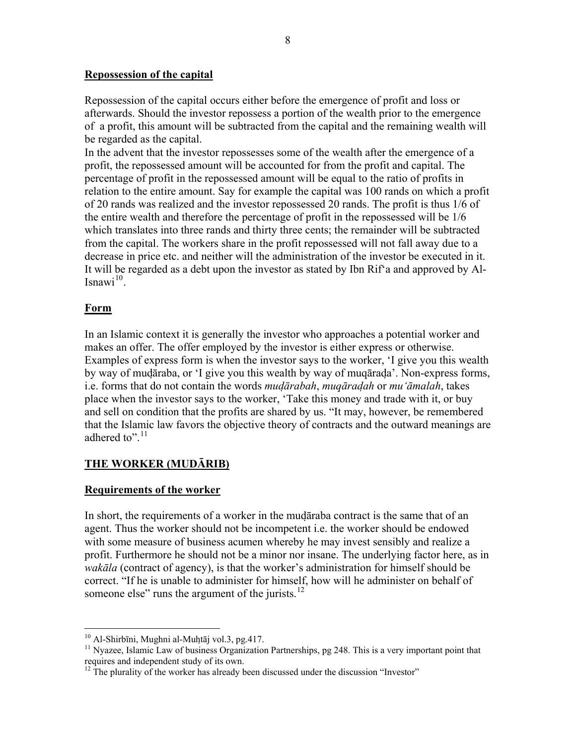## **Repossession of the capital**

Repossession of the capital occurs either before the emergence of profit and loss or afterwards. Should the investor repossess a portion of the wealth prior to the emergence of a profit, this amount will be subtracted from the capital and the remaining wealth will be regarded as the capital.
In the advent that the investor repossesses some of the wealth after the emergence of a profit, the repossessed amount will be accounted for from the profit and capital. The percentage of profit in the repossessed amount will be equal to the ratio of profits in relation to the entire amount. Say for example the capital was 100 rands on which a profit of 20 rands was realized and the investor repossessed 20 rands. The profit is thus 1/6 of the entire wealth and therefore the percentage of profit in the repossessed will be 1/6 which translates into three rands and thirty three cents; the remainder will be subtracted from the capital. The workers share in the profit repossessed will not fall away due to a decrease in price etc. and neither will the administration of the investor be executed in it. It will be regarded as a debt upon the investor as stated by Ibn Rif'a and approved by Al-Isnawi[10].

## **Form**

In an Islamic context it is generally the investor who approaches a potential worker and makes an offer. The offer employed by the investor is either express or otherwise. Examples of express form is when the investor says to the worker, 'I give you this wealth by way of muḍāraba, or 'I give you this wealth by way of muqāraḍa'. Non-express forms, i.e. forms that do not contain the words *muḍārabah*, *muqāraḍah* or *mu'āmalah*, takes place when the investor says to the worker, 'Take this money and trade with it, or buy and sell on condition that the profits are shared by us. "It may, however, be remembered that the Islamic law favors the objective theory of contracts and the outward meanings are adhered to".[11]

## **THE WORKER (MUDĀRIB)**

### **Requirements of the worker**

In short, the requirements of a worker in the muḍāraba contract is the same that of an agent. Thus the worker should not be incompetent i.e. the worker should be endowed with some measure of business acumen whereby he may invest sensibly and realize a profit. Furthermore he should not be a minor nor insane. The underlying factor here, as in *wakāla* (contract of agency), is that the worker's administration for himself should be correct. "If he is unable to administer for himself, how will he administer on behalf of someone else" runs the argument of the jurists.[12]

---

[10] Al-Shirbīni, Mughni al-Muḥtāj vol.3, pg.417.

[11] Nyazee, Islamic Law of business Organization Partnerships, pg 248. This is a very important point that requires and independent study of its own.

[12] The plurality of the worker has already been discussed under the discussion "Investor"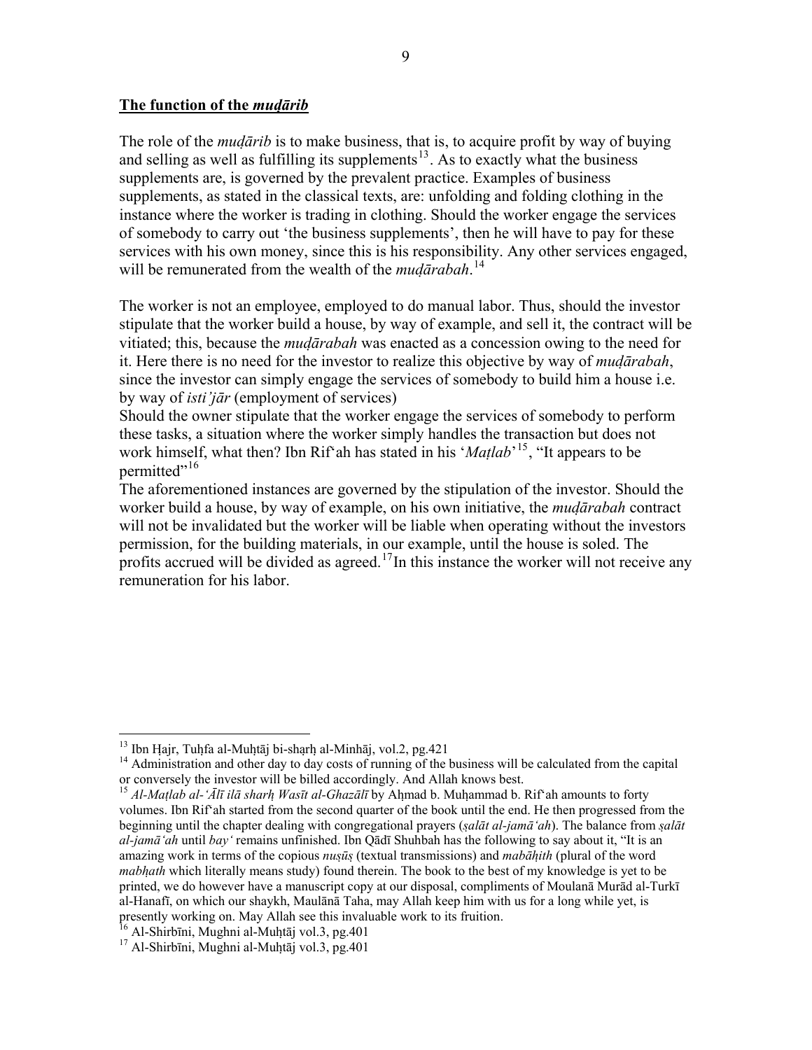## **The function of the *muḍārib***

The role of the *muḍārib* is to make business, that is, to acquire profit by way of buying and selling as well as fulfilling its supplements[13]. As to exactly what the business supplements are, is governed by the prevalent practice. Examples of business supplements, as stated in the classical texts, are: unfolding and folding clothing in the instance where the worker is trading in clothing. Should the worker engage the services of somebody to carry out 'the business supplements', then he will have to pay for these services with his own money, since this is his responsibility. Any other services engaged, will be remunerated from the wealth of the *muḍārabah*.[14]

The worker is not an employee, employed to do manual labor. Thus, should the investor stipulate that the worker build a house, by way of example, and sell it, the contract will be vitiated; this, because the *muḍārabah* was enacted as a concession owing to the need for it. Here there is no need for the investor to realize this objective by way of *muḍārabah*, since the investor can simply engage the services of somebody to build him a house i.e. by way of *isti'jār* (employment of services)

Should the owner stipulate that the worker engage the services of somebody to perform these tasks, a situation where the worker simply handles the transaction but does not work himself, what then? Ibn Rif'ah has stated in his '*Maṭlab*'[15], "It appears to be permitted"[16]

The aforementioned instances are governed by the stipulation of the investor. Should the worker build a house, by way of example, on his own initiative, the *muḍārabah* contract will not be invalidated but the worker will be liable when operating without the investors permission, for the building materials, in our example, until the house is soled. The profits accrued will be divided as agreed.[17] In this instance the worker will not receive any remuneration for his labor.

---

[13] Ibn Ḥajr, Tuḥfa al-Muḥtāj bi-sharḥ al-Minhāj, vol.2, pg.421

[14] Administration and other day to day costs of running of the business will be calculated from the capital or conversely the investor will be billed accordingly. And Allah knows best.

[15] *Al-Maṭlab al-'Ālī ilā sharḥ Wasīt al-Ghazālī* by Aḥmad b. Muḥammad b. Rif'ah amounts to forty volumes. Ibn Rif'ah started from the second quarter of the book until the end. He then progressed from the beginning until the chapter dealing with congregational prayers (*ṣalāt al-jamā'ah*). The balance from *ṣalāt al-jamā'ah* until *bay'* remains unfinished. Ibn Qādī Shuhbah has the following to say about it, "It is an amazing work in terms of the copious *nuṣūṣ* (textual transmissions) and *mabāḥith* (plural of the word *mabḥath* which literally means study) found therein. The book to the best of my knowledge is yet to be printed, we do however have a manuscript copy at our disposal, compliments of Moulanā Murād al-Turkī al-Hanafī, on which our shaykh, Maulānā Taha, may Allah keep him with us for a long while yet, is presently working on. May Allah see this invaluable work to its fruition.

[16] Al-Shirbīni, Mughni al-Muḥtāj vol.3, pg.401

[17] Al-Shirbīni, Mughni al-Muḥtāj vol.3, pg.401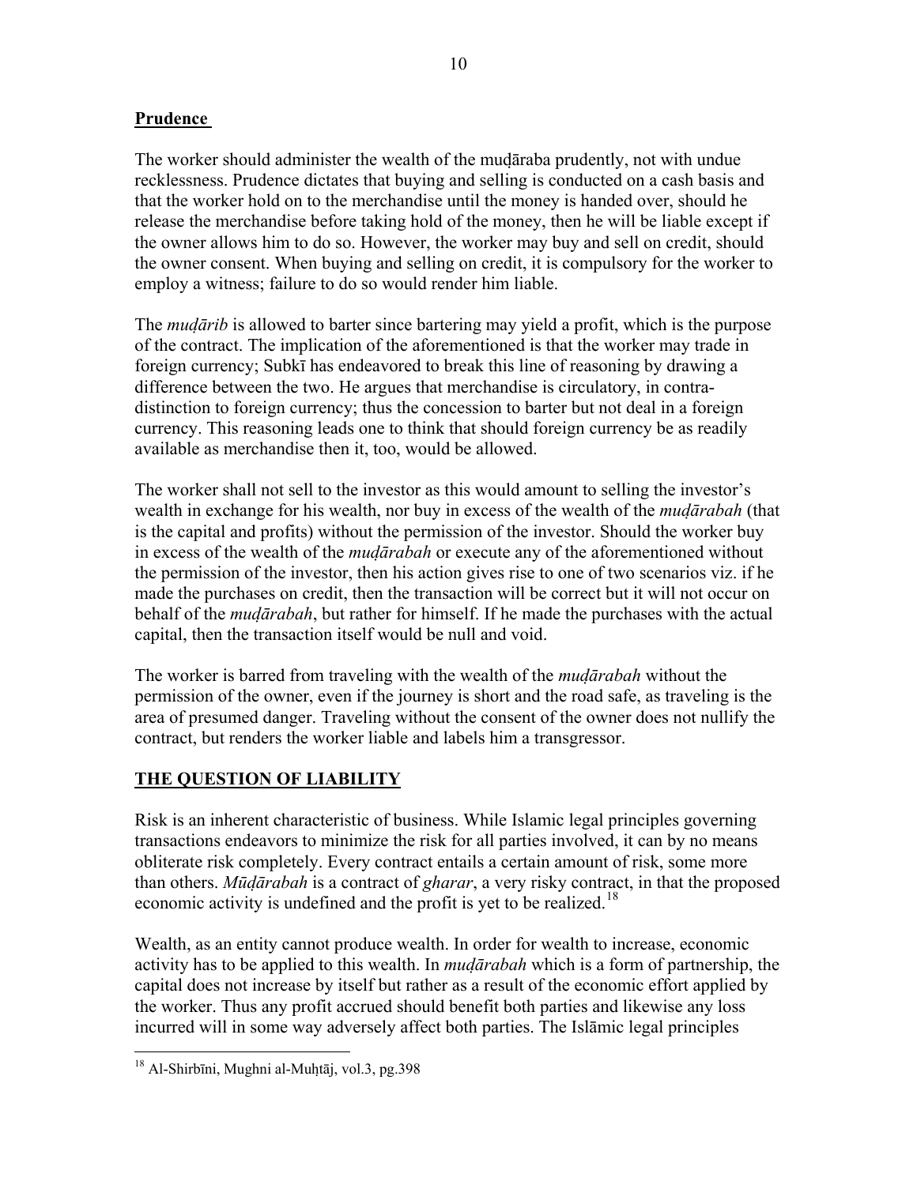## **Prudence**

The worker should administer the wealth of the muḍāraba prudently, not with undue recklessness. Prudence dictates that buying and selling is conducted on a cash basis and that the worker hold on to the merchandise until the money is handed over, should he release the merchandise before taking hold of the money, then he will be liable except if the owner allows him to do so. However, the worker may buy and sell on credit, should the owner consent. When buying and selling on credit, it is compulsory for the worker to employ a witness; failure to do so would render him liable.

The *muḍārib* is allowed to barter since bartering may yield a profit, which is the purpose of the contract. The implication of the aforementioned is that the worker may trade in foreign currency; Subkī has endeavored to break this line of reasoning by drawing a difference between the two. He argues that merchandise is circulatory, in contra-distinction to foreign currency; thus the concession to barter but not deal in a foreign currency. This reasoning leads one to think that should foreign currency be as readily available as merchandise then it, too, would be allowed.

The worker shall not sell to the investor as this would amount to selling the investor's wealth in exchange for his wealth, nor buy in excess of the wealth of the *muḍārabah* (that is the capital and profits) without the permission of the investor. Should the worker buy in excess of the wealth of the *muḍārabah* or execute any of the aforementioned without the permission of the investor, then his action gives rise to one of two scenarios viz. if he made the purchases on credit, then the transaction will be correct but it will not occur on behalf of the *muḍārabah*, but rather for himself. If he made the purchases with the actual capital, then the transaction itself would be null and void.

The worker is barred from traveling with the wealth of the *muḍārabah* without the permission of the owner, even if the journey is short and the road safe, as traveling is the area of presumed danger. Traveling without the consent of the owner does not nullify the contract, but renders the worker liable and labels him a transgressor.

## **THE QUESTION OF LIABILITY**

Risk is an inherent characteristic of business. While Islamic legal principles governing transactions endeavors to minimize the risk for all parties involved, it can by no means obliterate risk completely. Every contract entails a certain amount of risk, some more than others. *Mūḍārabah* is a contract of *gharar*, a very risky contract, in that the proposed economic activity is undefined and the profit is yet to be realized.[18]

Wealth, as an entity cannot produce wealth. In order for wealth to increase, economic activity has to be applied to this wealth. In *muḍārabah* which is a form of partnership, the capital does not increase by itself but rather as a result of the economic effort applied by the worker. Thus any profit accrued should benefit both parties and likewise any loss incurred will in some way adversely affect both parties. The Islāmic legal principles

---

[18] Al-Shirbīni, Mughni al-Muḥtāj, vol.3, pg.398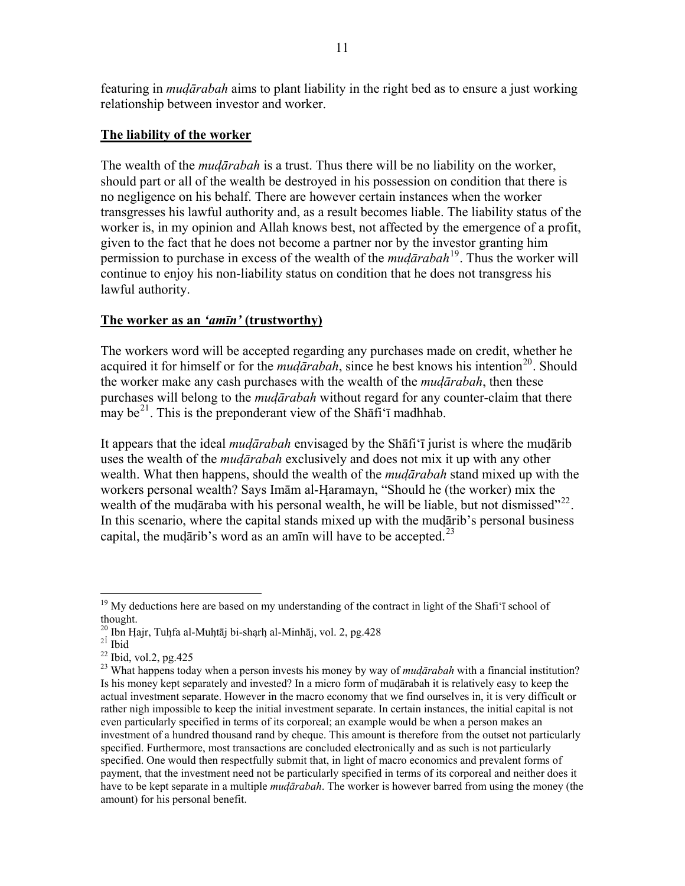featuring in *muḍārabah* aims to plant liability in the right bed as to ensure a just working relationship between investor and worker.

**<u>The liability of the worker</u>**

The wealth of the *muḍārabah* is a trust. Thus there will be no liability on the worker, should part or all of the wealth be destroyed in his possession on condition that there is no negligence on his behalf. There are however certain instances when the worker transgresses his lawful authority and, as a result becomes liable. The liability status of the worker is, in my opinion and Allah knows best, not affected by the emergence of a profit, given to the fact that he does not become a partner nor by the investor granting him permission to purchase in excess of the wealth of the *muḍārabah*[19]. Thus the worker will continue to enjoy his non-liability status on condition that he does not transgress his lawful authority.

**<u>The worker as an *'amīn'* (trustworthy)</u>**

The workers word will be accepted regarding any purchases made on credit, whether he acquired it for himself or for the *muḍārabah*, since he best knows his intention[20]. Should the worker make any cash purchases with the wealth of the *muḍārabah*, then these purchases will belong to the *muḍārabah* without regard for any counter-claim that there may be[21]. This is the preponderant view of the Shāfi'ī madhhab.

It appears that the ideal *muḍārabah* envisaged by the Shāfi'ī jurist is where the muḍārib uses the wealth of the *muḍārabah* exclusively and does not mix it up with any other wealth. What then happens, should the wealth of the *muḍārabah* stand mixed up with the workers personal wealth? Says Imām al-Ḥaramayn, "Should he (the worker) mix the wealth of the muḍāraba with his personal wealth, he will be liable, but not dismissed"[22]. In this scenario, where the capital stands mixed up with the muḍārib's personal business capital, the muḍārib's word as an amīn will have to be accepted.[23]

---

[19] My deductions here are based on my understanding of the contract in light of the Shafi'ī school of thought.

[20] Ibn Ḥajr, Tuḥfa al-Muḥtāj bi-sharḥ al-Minhāj, vol. 2, pg.428

[21] Ibid

[22] Ibid, vol.2, pg.425

[23] What happens today when a person invests his money by way of *muḍārabah* with a financial institution? Is his money kept separately and invested? In a micro form of muḍārabah it is relatively easy to keep the actual investment separate. However in the macro economy that we find ourselves in, it is very difficult or rather nigh impossible to keep the initial investment separate. In certain instances, the initial capital is not even particularly specified in terms of its corporeal; an example would be when a person makes an investment of a hundred thousand rand by cheque. This amount is therefore from the outset not particularly specified. Furthermore, most transactions are concluded electronically and as such is not particularly specified. One would then respectfully submit that, in light of macro economics and prevalent forms of payment, that the investment need not be particularly specified in terms of its corporeal and neither does it have to be kept separate in a multiple *muḍārabah*. The worker is however barred from using the money (the amount) for his personal benefit.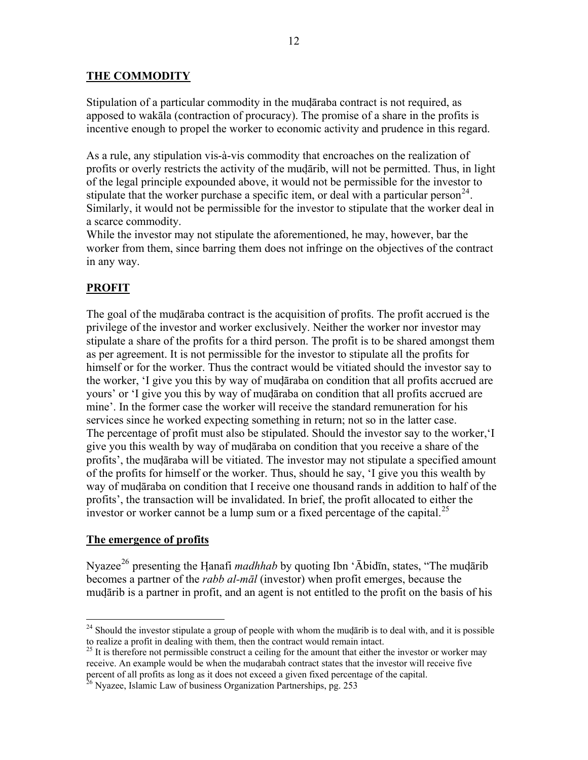## THE COMMODITY

Stipulation of a particular commodity in the muḍāraba contract is not required, as apposed to wakāla (contraction of procuracy). The promise of a share in the profits is incentive enough to propel the worker to economic activity and prudence in this regard.

As a rule, any stipulation vis-à-vis commodity that encroaches on the realization of profits or overly restricts the activity of the muḍārib, will not be permitted. Thus, in light of the legal principle expounded above, it would not be permissible for the investor to stipulate that the worker purchase a specific item, or deal with a particular person[24]. Similarly, it would not be permissible for the investor to stipulate that the worker deal in a scarce commodity.

While the investor may not stipulate the aforementioned, he may, however, bar the worker from them, since barring them does not infringe on the objectives of the contract in any way.

## PROFIT

The goal of the muḍāraba contract is the acquisition of profits. The profit accrued is the privilege of the investor and worker exclusively. Neither the worker nor investor may stipulate a share of the profits for a third person. The profit is to be shared amongst them as per agreement. It is not permissible for the investor to stipulate all the profits for himself or for the worker. Thus the contract would be vitiated should the investor say to the worker, 'I give you this by way of muḍāraba on condition that all profits accrued are yours' or 'I give you this by way of muḍāraba on condition that all profits accrued are mine'. In the former case the worker will receive the standard remuneration for his services since he worked expecting something in return; not so in the latter case.

The percentage of profit must also be stipulated. Should the investor say to the worker,'I give you this wealth by way of muḍāraba on condition that you receive a share of the profits', the muḍāraba will be vitiated. The investor may not stipulate a specified amount of the profits for himself or the worker. Thus, should he say, 'I give you this wealth by way of muḍāraba on condition that I receive one thousand rands in addition to half of the profits', the transaction will be invalidated. In brief, the profit allocated to either the investor or worker cannot be a lump sum or a fixed percentage of the capital.[25]

### The emergence of profits

Nyazee[26] presenting the Ḥanafi *madhhab* by quoting Ibn 'Ābidīn, states, "The muḍārib becomes a partner of the *rabb al-māl* (investor) when profit emerges, because the muḍārib is a partner in profit, and an agent is not entitled to the profit on the basis of his

---

[24] Should the investor stipulate a group of people with whom the muḍārib is to deal with, and it is possible to realize a profit in dealing with them, then the contract would remain intact.

[25] It is therefore not permissible construct a ceiling for the amount that either the investor or worker may receive. An example would be when the muḍarabah contract states that the investor will receive five percent of all profits as long as it does not exceed a given fixed percentage of the capital.

[26] Nyazee, Islamic Law of business Organization Partnerships, pg. 253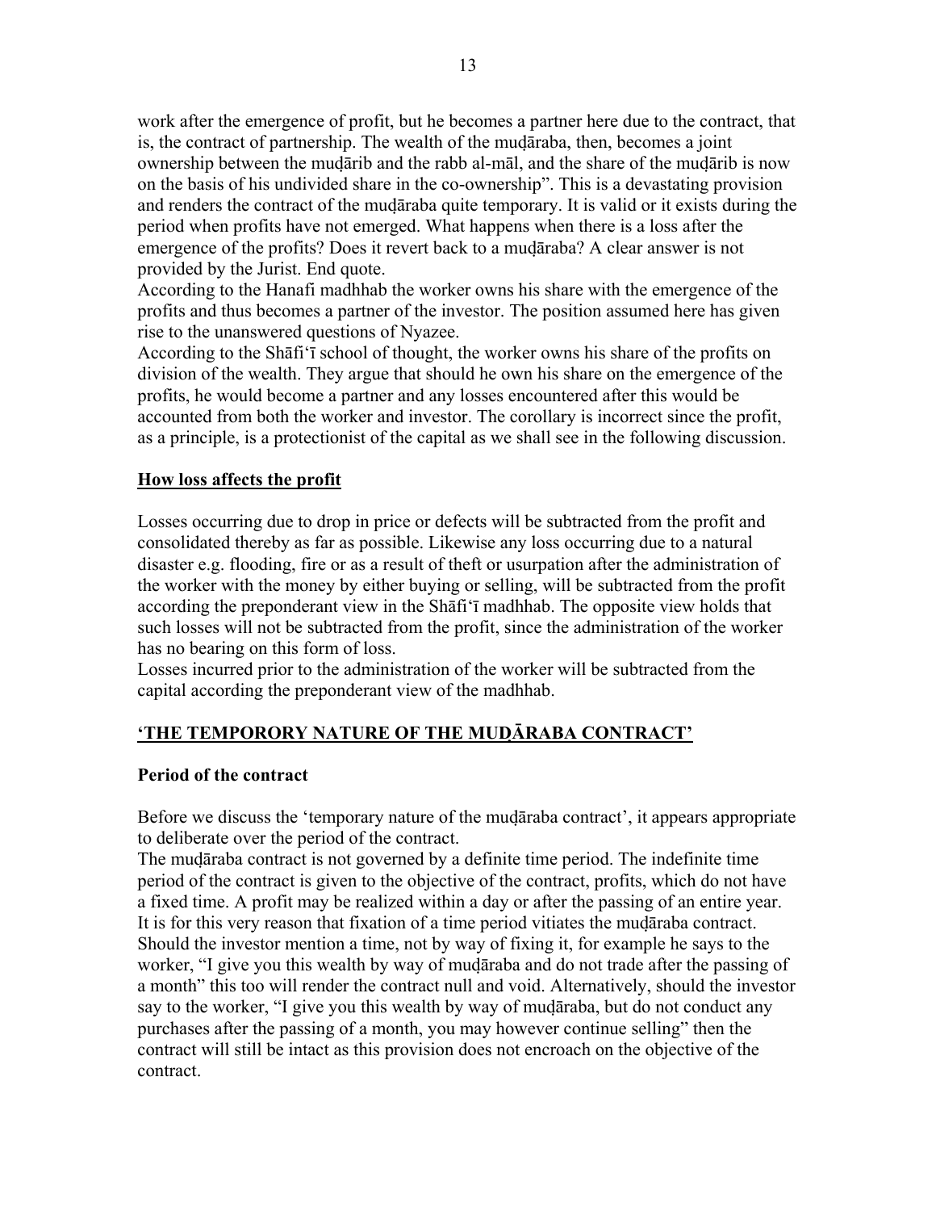work after the emergence of profit, but he becomes a partner here due to the contract, that is, the contract of partnership. The wealth of the muḍāraba, then, becomes a joint ownership between the muḍārib and the rabb al-māl, and the share of the muḍārib is now on the basis of his undivided share in the co-ownership". This is a devastating provision and renders the contract of the muḍāraba quite temporary. It is valid or it exists during the period when profits have not emerged. What happens when there is a loss after the emergence of the profits? Does it revert back to a muḍāraba? A clear answer is not provided by the Jurist. End quote.

According to the Hanafi madhhab the worker owns his share with the emergence of the profits and thus becomes a partner of the investor. The position assumed here has given rise to the unanswered questions of Nyazee.

According to the Shāfi'ī school of thought, the worker owns his share of the profits on division of the wealth. They argue that should he own his share on the emergence of the profits, he would become a partner and any losses encountered after this would be accounted from both the worker and investor. The corollary is incorrect since the profit, as a principle, is a protectionist of the capital as we shall see in the following discussion.

## <u>How loss affects the profit</u>

Losses occurring due to drop in price or defects will be subtracted from the profit and consolidated thereby as far as possible. Likewise any loss occurring due to a natural disaster e.g. flooding, fire or as a result of theft or usurpation after the administration of the worker with the money by either buying or selling, will be subtracted from the profit according the preponderant view in the Shāfi'ī madhhab. The opposite view holds that such losses will not be subtracted from the profit, since the administration of the worker has no bearing on this form of loss.

Losses incurred prior to the administration of the worker will be subtracted from the capital according the preponderant view of the madhhab.

## <u>'THE TEMPORORY NATURE OF THE MUḌĀRABA CONTRACT'</u>

### Period of the contract

Before we discuss the 'temporary nature of the muḍāraba contract', it appears appropriate to deliberate over the period of the contract.

The muḍāraba contract is not governed by a definite time period. The indefinite time period of the contract is given to the objective of the contract, profits, which do not have a fixed time. A profit may be realized within a day or after the passing of an entire year. It is for this very reason that fixation of a time period vitiates the muḍāraba contract. Should the investor mention a time, not by way of fixing it, for example he says to the worker, "I give you this wealth by way of muḍāraba and do not trade after the passing of a month" this too will render the contract null and void. Alternatively, should the investor say to the worker, "I give you this wealth by way of muḍāraba, but do not conduct any purchases after the passing of a month, you may however continue selling" then the contract will still be intact as this provision does not encroach on the objective of the contract.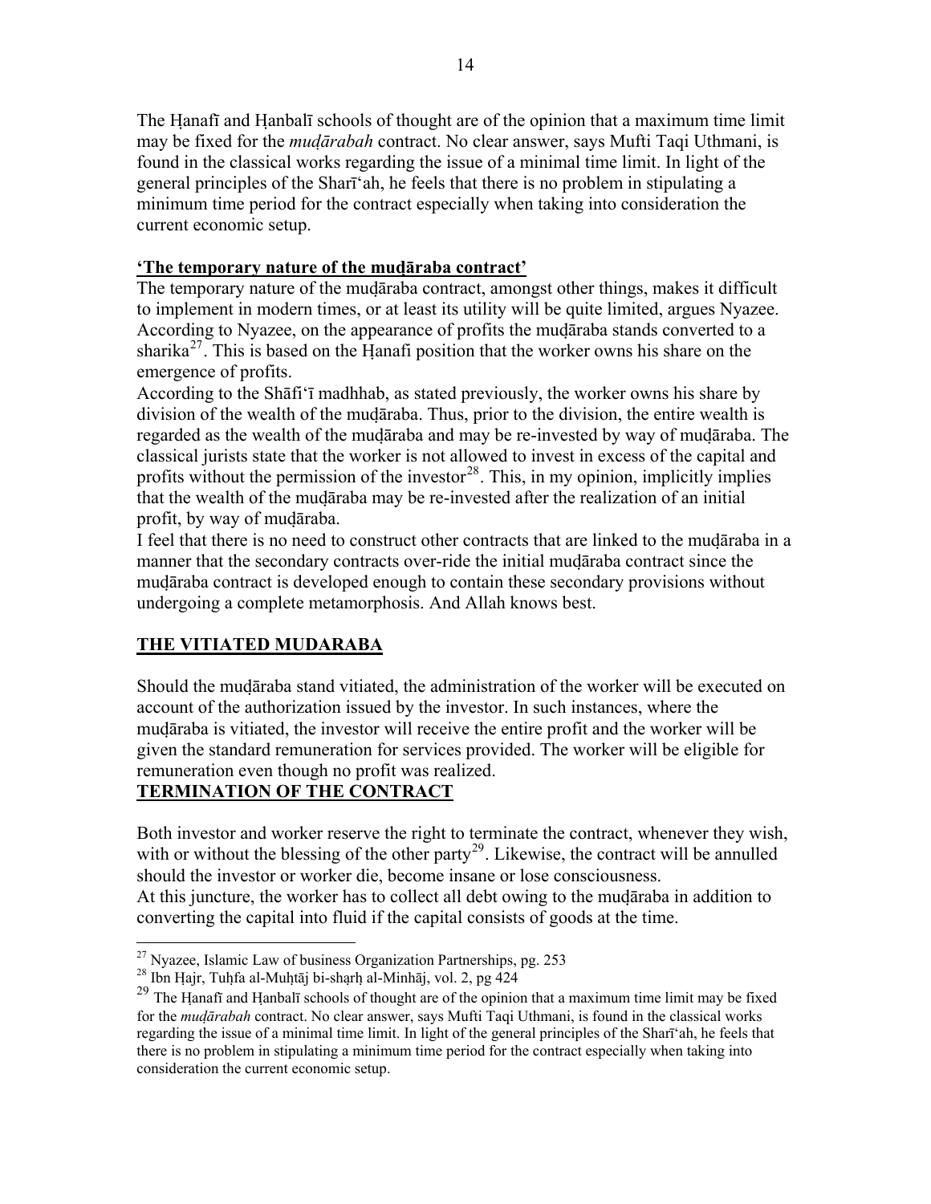The Ḥanafī and Ḥanbalī schools of thought are of the opinion that a maximum time limit may be fixed for the *muḍārabah* contract. No clear answer, says Mufti Taqi Uthmani, is found in the classical works regarding the issue of a minimal time limit. In light of the general principles of the Sharī'ah, he feels that there is no problem in stipulating a minimum time period for the contract especially when taking into consideration the current economic setup.

**'The temporary nature of the muḍāraba contract'**

The temporary nature of the muḍāraba contract, amongst other things, makes it difficult to implement in modern times, or at least its utility will be quite limited, argues Nyazee. According to Nyazee, on the appearance of profits the muḍāraba stands converted to a sharika[27]. This is based on the Ḥanafi position that the worker owns his share on the emergence of profits.

According to the Shāfi'ī madhhab, as stated previously, the worker owns his share by division of the wealth of the muḍāraba. Thus, prior to the division, the entire wealth is regarded as the wealth of the muḍāraba and may be re-invested by way of muḍāraba. The classical jurists state that the worker is not allowed to invest in excess of the capital and profits without the permission of the investor[28]. This, in my opinion, implicitly implies that the wealth of the muḍāraba may be re-invested after the realization of an initial profit, by way of muḍāraba.

I feel that there is no need to construct other contracts that are linked to the muḍāraba in a manner that the secondary contracts over-ride the initial muḍāraba contract since the muḍāraba contract is developed enough to contain these secondary provisions without undergoing a complete metamorphosis. And Allah knows best.

## THE VITIATED MUDARABA

Should the muḍāraba stand vitiated, the administration of the worker will be executed on account of the authorization issued by the investor. In such instances, where the muḍāraba is vitiated, the investor will receive the entire profit and the worker will be given the standard remuneration for services provided. The worker will be eligible for remuneration even though no profit was realized.

## TERMINATION OF THE CONTRACT

Both investor and worker reserve the right to terminate the contract, whenever they wish, with or without the blessing of the other party[29]. Likewise, the contract will be annulled should the investor or worker die, become insane or lose consciousness.

At this juncture, the worker has to collect all debt owing to the muḍāraba in addition to converting the capital into fluid if the capital consists of goods at the time.

---

[27] Nyazee, Islamic Law of business Organization Partnerships, pg. 253

[28] Ibn Ḥajr, Tuḥfa al-Muḥtāj bi-shạrḥ al-Minhāj, vol. 2, pg 424

[29] The Ḥanafī and Ḥanbalī schools of thought are of the opinion that a maximum time limit may be fixed for the *muḍārabah* contract. No clear answer, says Mufti Taqi Uthmani, is found in the classical works regarding the issue of a minimal time limit. In light of the general principles of the Sharī'ah, he feels that there is no problem in stipulating a minimum time period for the contract especially when taking into consideration the current economic setup.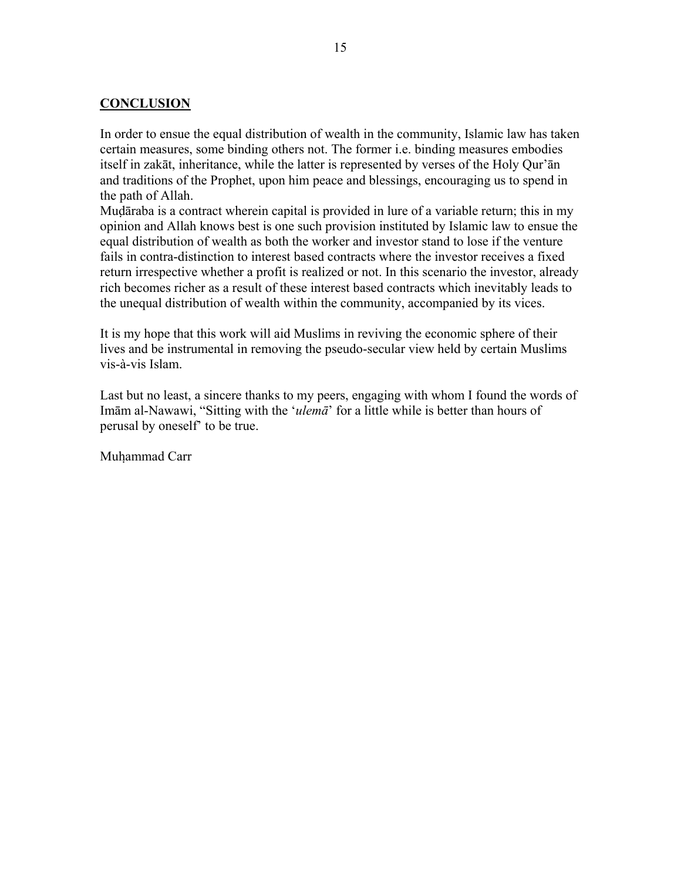## **CONCLUSION**

In order to ensue the equal distribution of wealth in the community, Islamic law has taken certain measures, some binding others not. The former i.e. binding measures embodies itself in zakāt, inheritance, while the latter is represented by verses of the Holy Qur'ān and traditions of the Prophet, upon him peace and blessings, encouraging us to spend in the path of Allah.
Muḍāraba is a contract wherein capital is provided in lure of a variable return; this in my opinion and Allah knows best is one such provision instituted by Islamic law to ensue the equal distribution of wealth as both the worker and investor stand to lose if the venture fails in contra-distinction to interest based contracts where the investor receives a fixed return irrespective whether a profit is realized or not. In this scenario the investor, already rich becomes richer as a result of these interest based contracts which inevitably leads to the unequal distribution of wealth within the community, accompanied by its vices.

It is my hope that this work will aid Muslims in reviving the economic sphere of their lives and be instrumental in removing the pseudo-secular view held by certain Muslims vis-à-vis Islam.

Last but no least, a sincere thanks to my peers, engaging with whom I found the words of Imām al-Nawawi, "Sitting with the '*ulemā*' for a little while is better than hours of perusal by oneself' to be true.

Muḥammad Carr